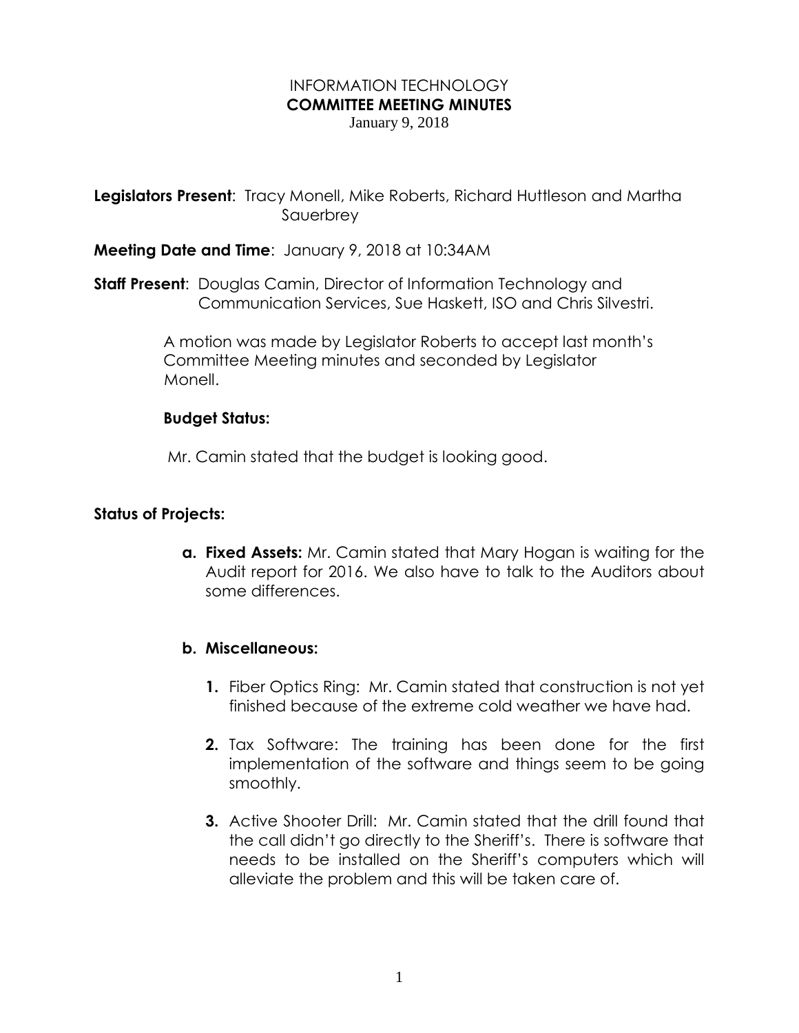# INFORMATION TECHNOLOGY
## COMMITTEE MEETING MINUTES

January 9, 2018

**Legislators Present**: Tracy Monell, Mike Roberts, Richard Huttleson and Martha Sauerbrey

**Meeting Date and Time**: January 9, 2018 at 10:34AM

**Staff Present**: Douglas Camin, Director of Information Technology and Communication Services, Sue Haskett, ISO and Chris Silvestri.

A motion was made by Legislator Roberts to accept last month's Committee Meeting minutes and seconded by Legislator Monell.

**Budget Status:**

Mr. Camin stated that the budget is looking good.

**Status of Projects:**

**a. Fixed Assets:** Mr. Camin stated that Mary Hogan is waiting for the Audit report for 2016. We also have to talk to the Auditors about some differences.

**b. Miscellaneous:**

1. Fiber Optics Ring: Mr. Camin stated that construction is not yet finished because of the extreme cold weather we have had.
2. Tax Software: The training has been done for the first implementation of the software and things seem to be going smoothly.
3. Active Shooter Drill: Mr. Camin stated that the drill found that the call didn't go directly to the Sheriff's. There is software that needs to be installed on the Sheriff's computers which will alleviate the problem and this will be taken care of.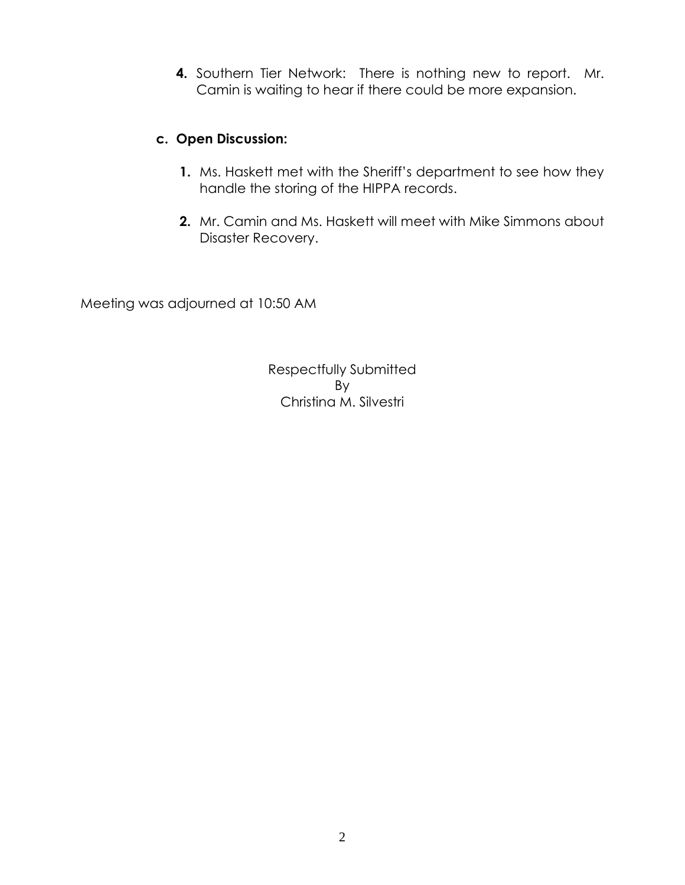4. Southern Tier Network: There is nothing new to report. Mr. Camin is waiting to hear if there could be more expansion.

**c. Open Discussion:**

1. Ms. Haskett met with the Sheriff's department to see how they handle the storing of the HIPPA records.

2. Mr. Camin and Ms. Haskett will meet with Mike Simmons about Disaster Recovery.

Meeting was adjourned at 10:50 AM

Respectfully Submitted
By
Christina M. Silvestri